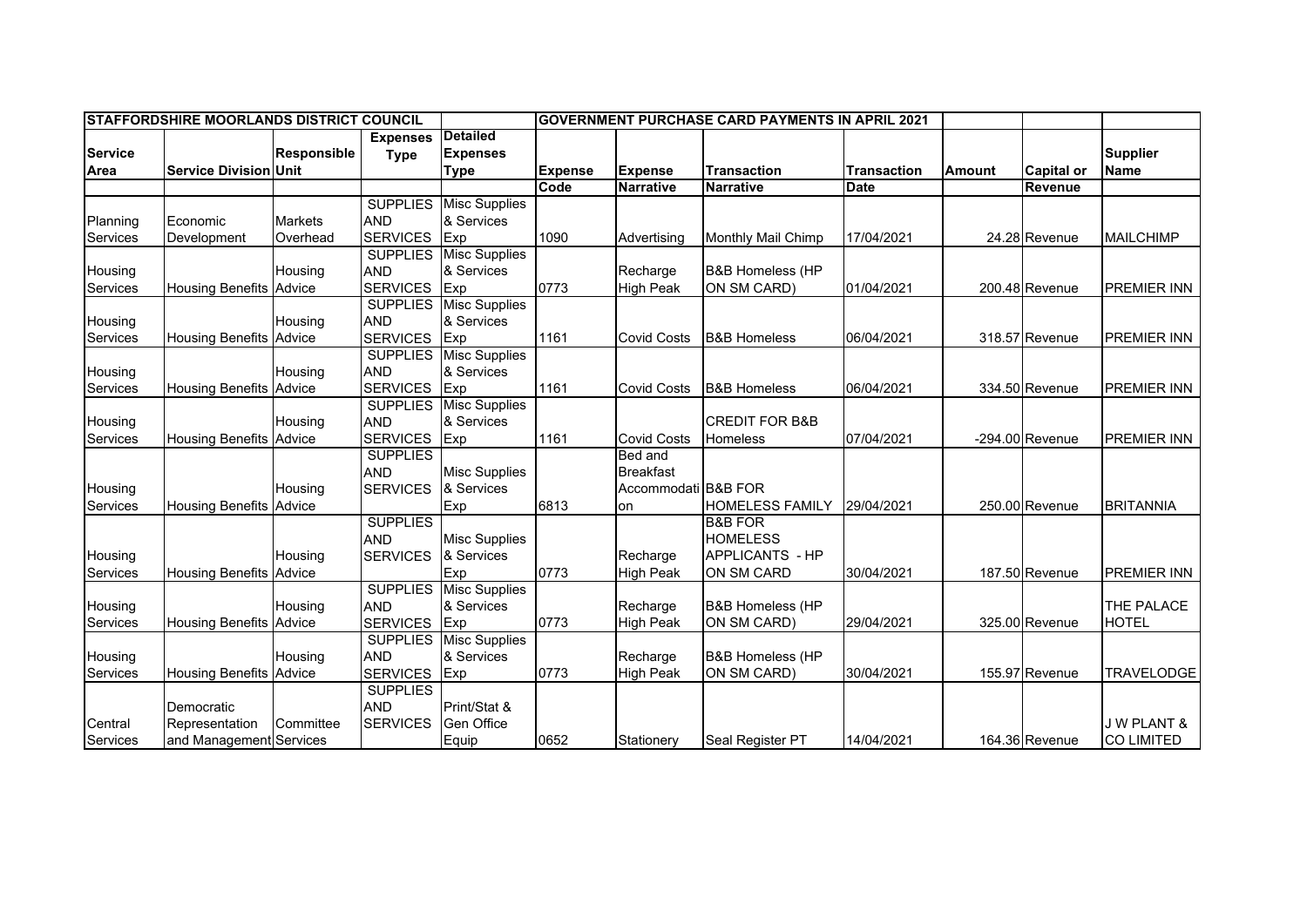| STAFFORDSHIRE MOORLANDS DISTRICT COUNCIL | | | | | GOVERNMENT PURCHASE CARD PAYMENTS IN APRIL 2021 | | | | | | |
|---|---|---|---|---|---|---|---|---|---|---|---|
| Service Area | Service Division | Responsible Unit | Expenses Type | Detailed Expenses Type | Expense Code | Expense Narrative | Transaction Narrative | Transaction Date | Amount | Capital or Revenue | Supplier Name |
| Planning Services | Economic Development | Markets Overhead | SUPPLIES AND SERVICES | Misc Supplies & Services Exp | 1090 | Advertising | Monthly Mail Chimp | 17/04/2021 | 24.28 | Revenue | MAILCHIMP |
| Housing Services | Housing Benefits | Housing Advice | SUPPLIES AND SERVICES | Misc Supplies & Services Exp | 0773 | Recharge High Peak | B&B Homeless (HP ON SM CARD) | 01/04/2021 | 200.48 | Revenue | PREMIER INN |
| Housing Services | Housing Benefits | Housing Advice | SUPPLIES AND SERVICES | Misc Supplies & Services Exp | 1161 | Covid Costs | B&B Homeless | 06/04/2021 | 318.57 | Revenue | PREMIER INN |
| Housing Services | Housing Benefits | Housing Advice | SUPPLIES AND SERVICES | Misc Supplies & Services Exp | 1161 | Covid Costs | B&B Homeless | 06/04/2021 | 334.50 | Revenue | PREMIER INN |
| Housing Services | Housing Benefits | Housing Advice | SUPPLIES AND SERVICES | Misc Supplies & Services Exp | 1161 | Covid Costs | CREDIT FOR B&B Homeless | 07/04/2021 | -294.00 | Revenue | PREMIER INN |
| Housing Services | Housing Benefits | Housing Advice | SUPPLIES AND SERVICES | Misc Supplies & Services Exp | 6813 | Bed and Breakfast Accommodation | B&B FOR HOMELESS FAMILY | 29/04/2021 | 250.00 | Revenue | BRITANNIA |
| Housing Services | Housing Benefits | Housing Advice | SUPPLIES AND SERVICES | Misc Supplies & Services Exp | 0773 | Recharge High Peak | B&B FOR HOMELESS APPLICANTS - HP ON SM CARD | 30/04/2021 | 187.50 | Revenue | PREMIER INN |
| Housing Services | Housing Benefits | Housing Advice | SUPPLIES AND SERVICES | Misc Supplies & Services Exp | 0773 | Recharge High Peak | B&B Homeless (HP ON SM CARD) | 29/04/2021 | 325.00 | Revenue | THE PALACE HOTEL |
| Housing Services | Housing Benefits | Housing Advice | SUPPLIES AND SERVICES | Misc Supplies & Services Exp | 0773 | Recharge High Peak | B&B Homeless (HP ON SM CARD) | 30/04/2021 | 155.97 | Revenue | TRAVELODGE |
| Central Services | Democratic Representation and Management | Committee Services | SUPPLIES AND SERVICES | Print/Stat & Gen Office Equip | 0652 | Stationery | Seal Register PT | 14/04/2021 | 164.36 | Revenue | J W PLANT & CO LIMITED |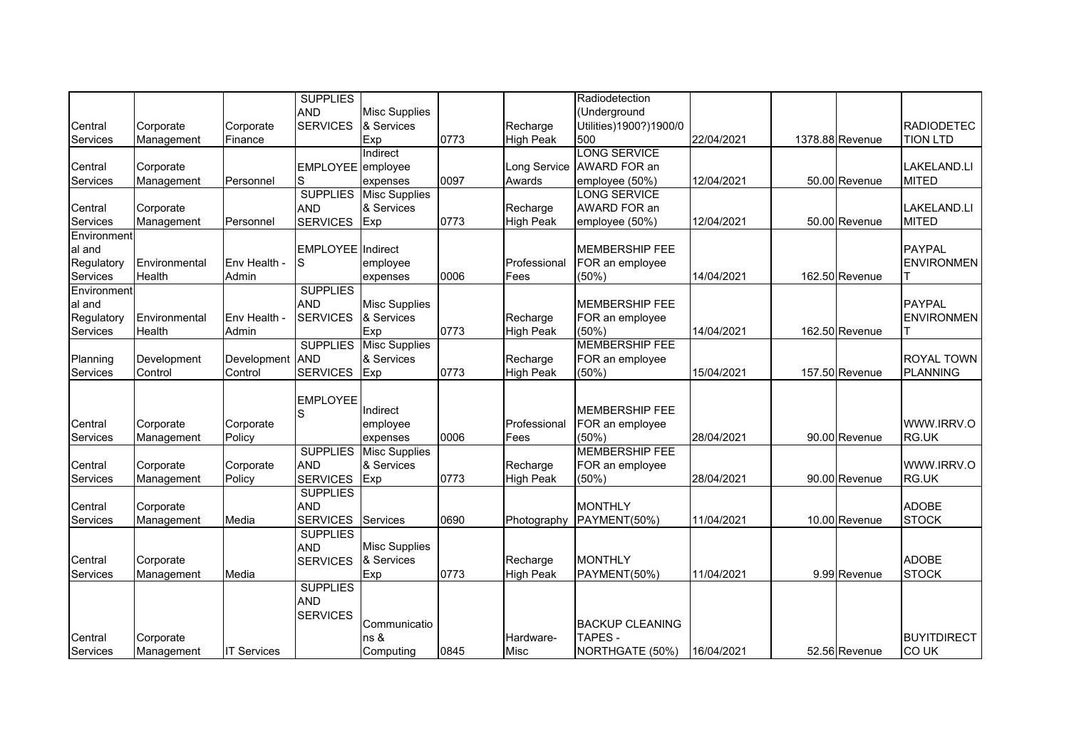| | | | | | | | | | | |
|---|---|---|---|---|---|---|---|---|---|---|
| Central Services | Corporate Management | Corporate Finance | SUPPLIES AND SERVICES | Misc Supplies & Services Exp | 0773 | Recharge High Peak | Radiodetection (Underground Utilities)1900?)1900/0 500 | 22/04/2021 | 1378.88 Revenue | RADIODETEC TION LTD |
| Central Services | Corporate Management | Personnel | EMPLOYEE S | Indirect employee expenses | 0097 | Long Service Awards | LONG SERVICE AWARD FOR an employee (50%) | 12/04/2021 | 50.00 Revenue | LAKELAND.LI MITED |
| Central Services | Corporate Management | Personnel | SUPPLIES AND SERVICES | Misc Supplies & Services Exp | 0773 | Recharge High Peak | LONG SERVICE AWARD FOR an employee (50%) | 12/04/2021 | 50.00 Revenue | LAKELAND.LI MITED |
| Environmental and Regulatory Services | Environmental Health | Env Health - Admin | EMPLOYEE S | Indirect employee expenses | 0006 | Professional Fees | MEMBERSHIP FEE FOR an employee (50%) | 14/04/2021 | 162.50 Revenue | PAYPAL ENVIRONMEN T |
| Environmental and Regulatory Services | Environmental Health | Env Health - Admin | SUPPLIES AND SERVICES | Misc Supplies & Services Exp | 0773 | Recharge High Peak | MEMBERSHIP FEE FOR an employee (50%) | 14/04/2021 | 162.50 Revenue | PAYPAL ENVIRONMEN T |
| Planning Services | Development Control | Development Control | SUPPLIES AND SERVICES | Misc Supplies & Services Exp | 0773 | Recharge High Peak | MEMBERSHIP FEE FOR an employee (50%) | 15/04/2021 | 157.50 Revenue | ROYAL TOWN PLANNING |
| Central Services | Corporate Management | Corporate Policy | EMPLOYEE S | Indirect employee expenses | 0006 | Professional Fees | MEMBERSHIP FEE FOR an employee (50%) | 28/04/2021 | 90.00 Revenue | WWW.IRRV.O RG.UK |
| Central Services | Corporate Management | Corporate Policy | SUPPLIES AND SERVICES | Misc Supplies & Services Exp | 0773 | Recharge High Peak | MEMBERSHIP FEE FOR an employee (50%) | 28/04/2021 | 90.00 Revenue | WWW.IRRV.O RG.UK |
| Central Services | Corporate Management | Media | SUPPLIES AND SERVICES | Services | 0690 | Photography | MONTHLY PAYMENT(50%) | 11/04/2021 | 10.00 Revenue | ADOBE STOCK |
| Central Services | Corporate Management | Media | SUPPLIES AND SERVICES | Misc Supplies & Services Exp | 0773 | Recharge High Peak | MONTHLY PAYMENT(50%) | 11/04/2021 | 9.99 Revenue | ADOBE STOCK |
| Central Services | Corporate Management | IT Services | SUPPLIES AND SERVICES | Communications & Computing | 0845 | Hardware-Misc | BACKUP CLEANING TAPES - NORTHGATE (50%) | 16/04/2021 | 52.56 Revenue | BUYITDIRECT CO UK |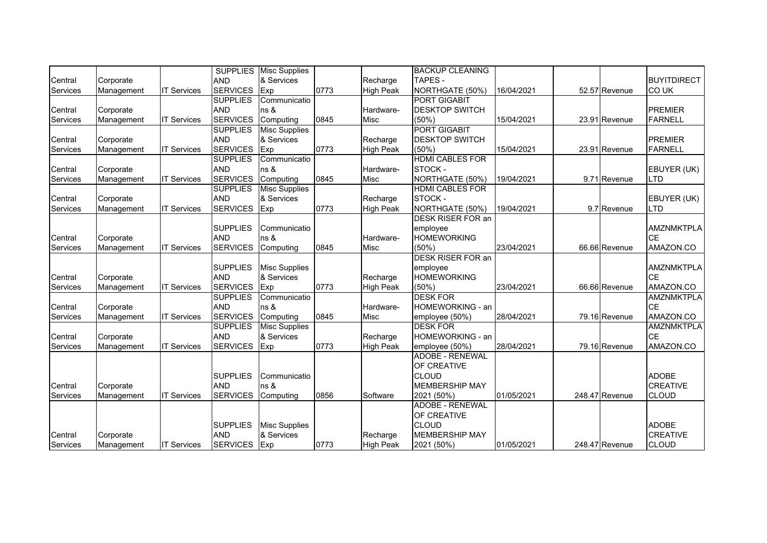| | | | | | | | | | | | |
|---|---|---|---|---|---|---|---|---|---|---|---|
| Central Services | Corporate Management | IT Services | SUPPLIES AND SERVICES | Misc Supplies & Services Exp | 0773 | Recharge High Peak | BACKUP CLEANING TAPES - NORTHGATE (50%) | 16/04/2021 | 52.57 | Revenue | BUYITDIRECT CO UK |
| Central Services | Corporate Management | IT Services | SUPPLIES AND SERVICES | Communications & Computing | 0845 | Hardware-Misc | PORT GIGABIT DESKTOP SWITCH (50%) | 15/04/2021 | 23.91 | Revenue | PREMIER FARNELL |
| Central Services | Corporate Management | IT Services | SUPPLIES AND SERVICES | Misc Supplies & Services Exp | 0773 | Recharge High Peak | PORT GIGABIT DESKTOP SWITCH (50%) | 15/04/2021 | 23.91 | Revenue | PREMIER FARNELL |
| Central Services | Corporate Management | IT Services | SUPPLIES AND SERVICES | Communications & Computing | 0845 | Hardware-Misc | HDMI CABLES FOR STOCK - NORTHGATE (50%) | 19/04/2021 | 9.71 | Revenue | EBUYER (UK) LTD |
| Central Services | Corporate Management | IT Services | SUPPLIES AND SERVICES | Misc Supplies & Services Exp | 0773 | Recharge High Peak | HDMI CABLES FOR STOCK - NORTHGATE (50%) | 19/04/2021 | 9.7 | Revenue | EBUYER (UK) LTD |
| Central Services | Corporate Management | IT Services | SUPPLIES AND SERVICES | Communications & Computing | 0845 | Hardware-Misc | DESK RISER FOR an employee HOMEWORKING (50%) | 23/04/2021 | 66.66 | Revenue | AMZNMKTPLACE AMAZON.CO |
| Central Services | Corporate Management | IT Services | SUPPLIES AND SERVICES | Misc Supplies & Services Exp | 0773 | Recharge High Peak | DESK RISER FOR an employee HOMEWORKING (50%) | 23/04/2021 | 66.66 | Revenue | AMZNMKTPLACE AMAZON.CO |
| Central Services | Corporate Management | IT Services | SUPPLIES AND SERVICES | Communications & Computing | 0845 | Hardware-Misc | DESK FOR HOMEWORKING - an employee (50%) | 28/04/2021 | 79.16 | Revenue | AMZNMKTPLACE AMAZON.CO |
| Central Services | Corporate Management | IT Services | SUPPLIES AND SERVICES | Misc Supplies & Services Exp | 0773 | Recharge High Peak | DESK FOR HOMEWORKING - an employee (50%) | 28/04/2021 | 79.16 | Revenue | AMZNMKTPLACE AMAZON.CO |
| Central Services | Corporate Management | IT Services | SUPPLIES AND SERVICES | Communications & Computing | 0856 | Software | ADOBE - RENEWAL OF CREATIVE CLOUD MEMBERSHIP MAY 2021 (50%) | 01/05/2021 | 248.47 | Revenue | ADOBE CREATIVE CLOUD |
| Central Services | Corporate Management | IT Services | SUPPLIES AND SERVICES | Misc Supplies & Services Exp | 0773 | Recharge High Peak | ADOBE - RENEWAL OF CREATIVE CLOUD MEMBERSHIP MAY 2021 (50%) | 01/05/2021 | 248.47 | Revenue | ADOBE CREATIVE CLOUD |